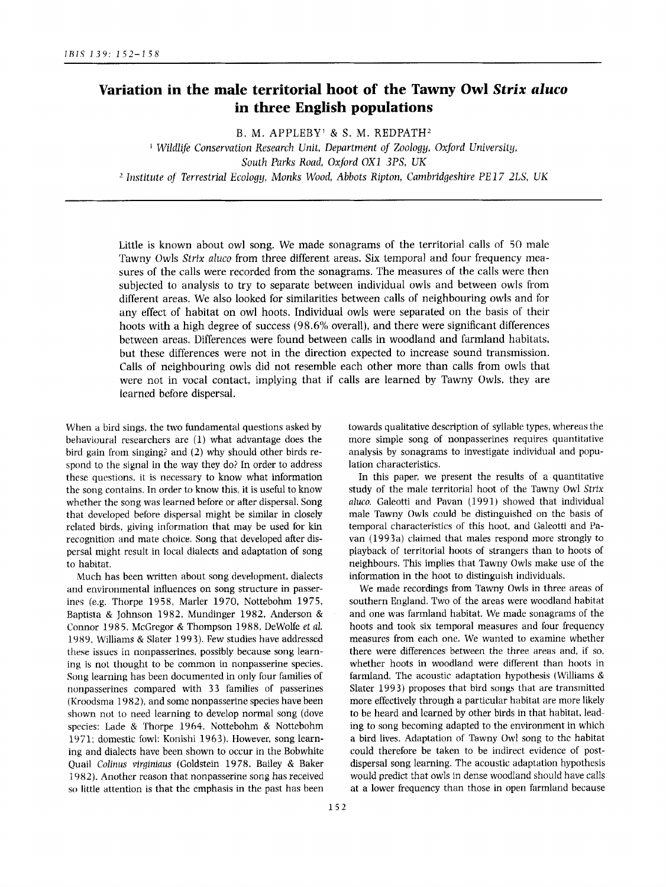# Variation in the male territorial hoot of the Tawny Owl *Strix aluco* in three English populations

B. M. APPLEBY[1] & S. M. REDPATH[2]

[1] *Wildlife Conservation Research Unit, Department of Zoology, Oxford University, South Parks Road, Oxford OX1 3PS, UK*

[2] *Institute of Terrestrial Ecology, Monks Wood, Abbots Ripton, Cambridgeshire PE17 2LS, UK*

Little is known about owl song. We made sonagrams of the territorial calls of 50 male Tawny Owls *Strix aluco* from three different areas. Six temporal and four frequency measures of the calls were recorded from the sonagrams. The measures of the calls were then subjected to analysis to try to separate between individual owls and between owls from different areas. We also looked for similarities between calls of neighbouring owls and for any effect of habitat on owl hoots. Individual owls were separated on the basis of their hoots with a high degree of success (98.6% overall), and there were significant differences between areas. Differences were found between calls in woodland and farmland habitats, but these differences were not in the direction expected to increase sound transmission. Calls of neighbouring owls did not resemble each other more than calls from owls that were not in vocal contact, implying that if calls are learned by Tawny Owls, they are learned before dispersal.

When a bird sings, the two fundamental questions asked by behavioural researchers are (1) what advantage does the bird gain from singing? and (2) why should other birds respond to the signal in the way they do? In order to address these questions, it is necessary to know what information the song contains. In order to know this, it is useful to know whether the song was learned before or after dispersal. Song that developed before dispersal might be similar in closely related birds, giving information that may be used for kin recognition and mate choice. Song that developed after dispersal might result in local dialects and adaptation of song to habitat.

Much has been written about song development, dialects and environmental influences on song structure in passerines (e.g. Thorpe 1958, Marler 1970, Nottebohm 1975, Baptista & Johnson 1982, Mundinger 1982, Anderson & Connor 1985, McGregor & Thompson 1988, DeWolfe *et al.* 1989, Williams & Slater 1993). Few studies have addressed these issues in nonpasserines, possibly because song learning is not thought to be common in nonpasserine species. Song learning has been documented in only four families of nonpasserines compared with 33 families of passerines (Kroodsma 1982), and some nonpasserine species have been shown not to need learning to develop normal song (dove species: Lade & Thorpe 1964, Nottebohm & Nottebohm 1971; domestic fowl: Konishi 1963). However, song learning and dialects have been shown to occur in the Bobwhite Quail *Colinus virginiaus* (Goldstein 1978, Bailey & Baker 1982). Another reason that nonpasserine song has received so little attention is that the emphasis in the past has been towards qualitative description of syllable types, whereas the more simple song of nonpasserines requires quantitative analysis by sonagrams to investigate individual and population characteristics.

In this paper, we present the results of a quantitative study of the male territorial hoot of the Tawny Owl *Strix aluco*. Galeotti and Pavan (1991) showed that individual male Tawny Owls could be distinguished on the basis of temporal characteristics of this hoot, and Galeotti and Pavan (1993a) claimed that males respond more strongly to playback of territorial hoots of strangers than to hoots of neighbours. This implies that Tawny Owls make use of the information in the hoot to distinguish individuals.

We made recordings from Tawny Owls in three areas of southern England. Two of the areas were woodland habitat and one was farmland habitat. We made sonagrams of the hoots and took six temporal measures and four frequency measures from each one. We wanted to examine whether there were differences between the three areas and, if so, whether hoots in woodland were different than hoots in farmland. The acoustic adaptation hypothesis (Williams & Slater 1993) proposes that bird songs that are transmitted more effectively through a particular habitat are more likely to be heard and learned by other birds in that habitat, leading to song becoming adapted to the environment in which a bird lives. Adaptation of Tawny Owl song to the habitat could therefore be taken to be indirect evidence of post-dispersal song learning. The acoustic adaptation hypothesis would predict that owls in dense woodland should have calls at a lower frequency than those in open farmland because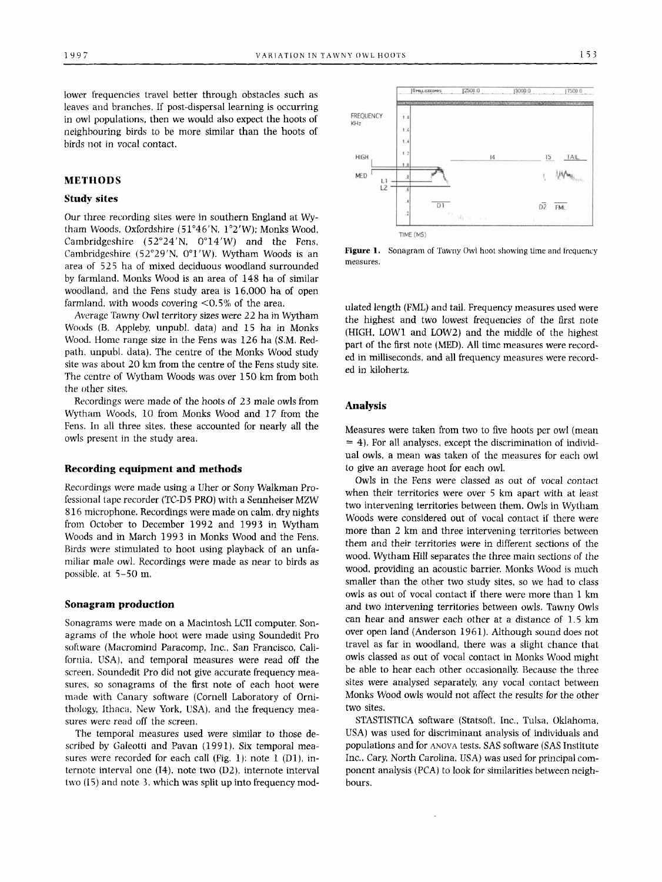lower frequencies travel better through obstacles such as leaves and branches. If post-dispersal learning is occurring in owl populations, then we would also expect the hoots of neighbouring birds to be more similar than the hoots of birds not in vocal contact.

## METHODS

### Study sites

Our three recording sites were in southern England at Wytham Woods, Oxfordshire (51°46′N, 1°2′W); Monks Wood, Cambridgeshire (52°24′N, 0°14′W) and the Fens, Cambridgeshire (52°29′N, 0°1′W). Wytham Woods is an area of 525 ha of mixed deciduous woodland surrounded by farmland. Monks Wood is an area of 148 ha of similar woodland, and the Fens study area is 16,000 ha of open farmland, with woods covering <0.5% of the area.

Average Tawny Owl territory sizes were 22 ha in Wytham Woods (B. Appleby, unpubl. data) and 15 ha in Monks Wood. Home range size in the Fens was 126 ha (S.M. Redpath, unpubl. data). The centre of the Monks Wood study site was about 20 km from the centre of the Fens study site. The centre of Wytham Woods was over 150 km from both the other sites.

Recordings were made of the hoots of 23 male owls from Wytham Woods, 10 from Monks Wood and 17 from the Fens. In all three sites, these accounted for nearly all the owls present in the study area.

### Recording equipment and methods

Recordings were made using a Uher or Sony Walkman Professional tape recorder (TC-D5 PRO) with a Sennheiser MZW 816 microphone. Recordings were made on calm, dry nights from October to December 1992 and 1993 in Wytham Woods and in March 1993 in Monks Wood and the Fens. Birds were stimulated to hoot using playback of an unfamiliar male owl. Recordings were made as near to birds as possible, at 5–50 m.

### Sonagram production

Sonagrams were made on a Macintosh LCII computer. Sonagrams of the whole hoot were made using Soundedit Pro software (Macromind Paracomp, Inc., San Francisco, California, USA), and temporal measures were read off the screen. Soundedit Pro did not give accurate frequency measures, so sonagrams of the first note of each hoot were made with Canary software (Cornell Laboratory of Ornithology, Ithaca, New York, USA), and the frequency measures were read off the screen.

The temporal measures used were similar to those described by Galeotti and Pavan (1991). Six temporal measures were recorded for each call (Fig. 1): note 1 (D1), internote interval one (I4), note two (D2), internote interval two (I5) and note 3, which was split up into frequency modulated length (FML) and tail. Frequency measures used were the highest and two lowest frequencies of the first note (HIGH, LOW1 and LOW2) and the middle of the highest part of the first note (MED). All time measures were recorded in milliseconds, and all frequency measures were recorded in kilohertz.

**Figure 1.** Sonagram of Tawny Owl hoot showing time and frequency measures.

### Analysis

Measures were taken from two to five hoots per owl (mean = 4). For all analyses, except the discrimination of individual owls, a mean was taken of the measures for each owl to give an average hoot for each owl.

Owls in the Fens were classed as out of vocal contact when their territories were over 5 km apart with at least two intervening territories between them. Owls in Wytham Woods were considered out of vocal contact if there were more than 2 km and three intervening territories between them and their territories were in different sections of the wood. Wytham Hill separates the three main sections of the wood, providing an acoustic barrier. Monks Wood is much smaller than the other two study sites, so we had to class owls as out of vocal contact if there were more than 1 km and two intervening territories between owls. Tawny Owls can hear and answer each other at a distance of 1.5 km over open land (Anderson 1961). Although sound does not travel as far in woodland, there was a slight chance that owls classed as out of vocal contact in Monks Wood might be able to hear each other occasionally. Because the three sites were analysed separately, any vocal contact between Monks Wood owls would not affect the results for the other two sites.

STASTISTICA software (Statsoft, Inc., Tulsa, Oklahoma, USA) was used for discriminant analysis of individuals and populations and for ANOVA tests. SAS software (SAS Institute Inc., Cary, North Carolina, USA) was used for principal component analysis (PCA) to look for similarities between neighbours.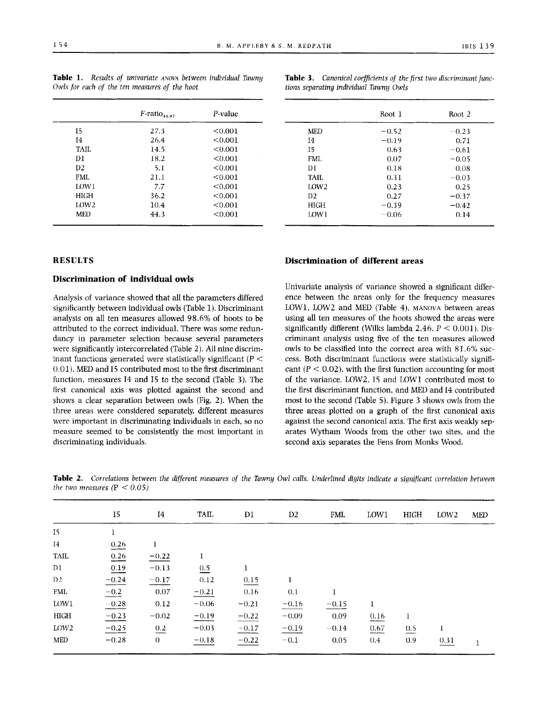**Table 1.** *Results of univariate* ANOVA *between individual Tawny Owls for each of the ten measures of the hoot*

| | $F$-ratio$_{44,97}$ | $P$-value |
|---|---|---|
| I5 | 27.3 | <0.001 |
| I4 | 26.4 | <0.001 |
| TAIL | 14.5 | <0.001 |
| D1 | 18.2 | <0.001 |
| D2 | 5.1 | <0.001 |
| FML | 21.1 | <0.001 |
| LOW1 | 7.7 | <0.001 |
| HIGH | 36.2 | <0.001 |
| LOW2 | 10.4 | <0.001 |
| MED | 44.3 | <0.001 |

**Table 3.** *Canonical coefficients of the first two discriminant functions separating individual Tawny Owls*

| | Root 1 | Root 2 |
|---|---|---|
| MED | −0.52 | −0.23 |
| I4 | −0.19 | 0.71 |
| I5 | 0.63 | −0.61 |
| FML | 0.07 | −0.05 |
| D1 | 0.18 | 0.08 |
| TAIL | 0.31 | −0.03 |
| LOW2 | 0.23 | 0.25 |
| D2 | 0.27 | −0.37 |
| HIGH | −0.39 | −0.42 |
| LOW1 | −0.06 | 0.14 |

## RESULTS

### Discrimination of individual owls

Analysis of variance showed that all the parameters differed significantly between individual owls (Table 1). Discriminant analysis on all ten measures allowed 98.6% of hoots to be attributed to the correct individual. There was some redundancy in parameter selection because several parameters were significantly intercorrelated (Table 2). All nine discriminant functions generated were statistically significant ($P <$ 0.01). MED and I5 contributed most to the first discriminant function, measures I4 and I5 to the second (Table 3). The first canonical axis was plotted against the second and shows a clear separation between owls (Fig. 2). When the three areas were considered separately, different measures were important in discriminating individuals in each, so no measure seemed to be consistently the most important in discriminating individuals.

### Discrimination of different areas

Univariate analysis of variance showed a significant difference between the areas only for the frequency measures LOW1, LOW2 and MED (Table 4). MANOVA between areas using all ten measures of the hoots showed the areas were significantly different (Wilks lambda 2.46, $P < 0.001$). Discriminant analysis using five of the ten measures allowed owls to be classified into the correct area with 81.6% success. Both discriminant functions were statistically significant ($P < 0.02$), with the first function accounting for most of the variance. LOW2, I5 and LOW1 contributed most to the first discriminant function, and MED and I4 contributed most to the second (Table 5). Figure 3 shows owls from the three areas plotted on a graph of the first canonical axis against the second canonical axis. The first axis weakly separates Wytham Woods from the other two sites, and the second axis separates the Fens from Monks Wood.

**Table 2.** *Correlations between the different measures of the Tawny Owl calls. Underlined digits indicate a significant correlation between the two measures (P < 0.05)*

| | I5 | I4 | TAIL | D1 | D2 | FML | LOW1 | HIGH | LOW2 | MED |
|---|---|---|---|---|---|---|---|---|---|---|
| I5 | 1 | | | | | | | | | |
| I4 | <u>0.26</u> | 1 | | | | | | | | |
| TAIL | <u>0.26</u> | <u>−0.22</u> | 1 | | | | | | | |
| D1 | <u>0.19</u> | −0.13 | <u>0.5</u> | 1 | | | | | | |
| D2 | <u>−0.24</u> | <u>−0.17</u> | 0.12 | <u>0.15</u> | 1 | | | | | |
| FML | <u>−0.2</u> | 0.07 | <u>−0.21</u> | 0.16 | 0.1 | 1 | | | | |
| LOW1 | <u>−0.28</u> | 0.12 | −0.06 | −0.21 | <u>−0.16</u> | <u>−0.15</u> | 1 | | | |
| HIGH | <u>−0.23</u> | −0.02 | <u>−0.19</u> | <u>−0.22</u> | −0.09 | 0.09 | <u>0.16</u> | 1 | | |
| LOW2 | <u>−0.25</u> | <u>0.2</u> | −0.03 | <u>−0.17</u> | <u>−0.19</u> | −0.14 | <u>0.67</u> | <u>0.5</u> | 1 | |
| MED | −0.28 | 0 | <u>−0.18</u> | <u>−0.22</u> | −0.1 | 0.05 | 0.4 | 0.9 | <u>0.31</u> | 1 |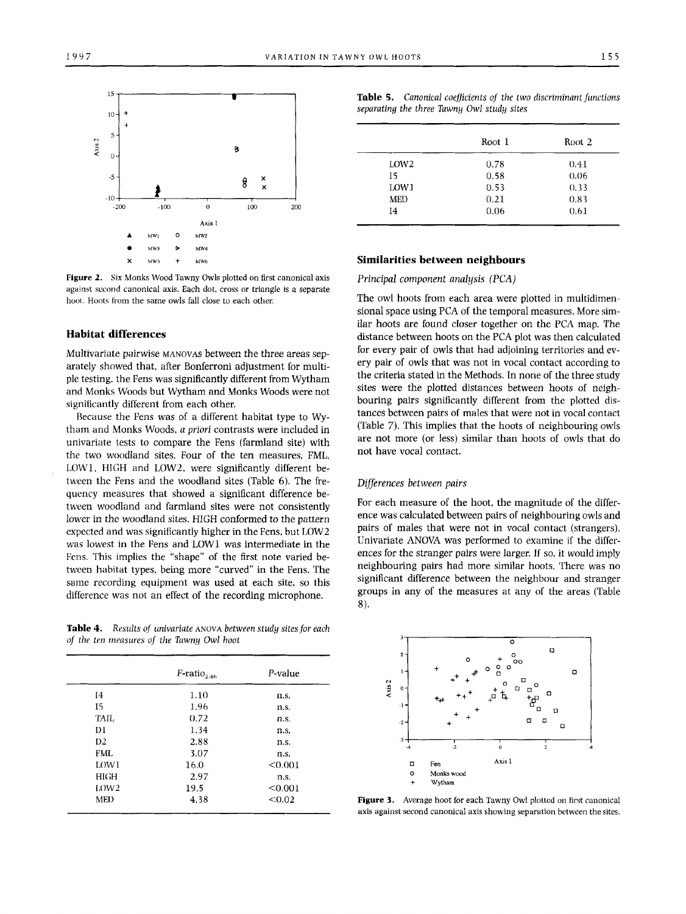Figure 2. Six Monks Wood Tawny Owls plotted on first canonical axis against second canonical axis. Each dot, cross or triangle is a separate hoot. Hoots from the same owls fall close to each other.

## Habitat differences

Multivariate pairwise MANOVAs between the three areas separately showed that, after Bonferroni adjustment for multiple testing, the Fens was significantly different from Wytham and Monks Woods but Wytham and Monks Woods were not significantly different from each other.

Because the Fens was of a different habitat type to Wytham and Monks Woods, *a priori* contrasts were included in univariate tests to compare the Fens (farmland site) with the two woodland sites. Four of the ten measures, FML, LOW1, HIGH and LOW2, were significantly different between the Fens and the woodland sites (Table 6). The frequency measures that showed a significant difference between woodland and farmland sites were not consistently lower in the woodland sites. HIGH conformed to the pattern expected and was significantly higher in the Fens, but LOW2 was lowest in the Fens and LOW1 was intermediate in the Fens. This implies the "shape" of the first note varied between habitat types, being more "curved" in the Fens. The same recording equipment was used at each site, so this difference was not an effect of the recording microphone.

**Table 4.** *Results of univariate* ANOVA *between study sites for each of the ten measures of the Tawny Owl hoot*

| | $F\text{-ratio}_{2,46}$ | *P*-value |
|---|---|---|
| I4 | 1.10 | n.s. |
| I5 | 1.96 | n.s. |
| TAIL | 0.72 | n.s. |
| D1 | 1.34 | n.s. |
| D2 | 2.88 | n.s. |
| FML | 3.07 | n.s. |
| LOW1 | 16.0 | <0.001 |
| HIGH | 2.97 | n.s. |
| LOW2 | 19.5 | <0.001 |
| MED | 4.38 | <0.02 |

**Table 5.** *Canonical coefficients of the two discriminant functions separating the three Tawny Owl study sites*

| | Root 1 | Root 2 |
|---|---|---|
| LOW2 | 0.78 | 0.41 |
| I5 | 0.58 | 0.06 |
| LOW1 | 0.53 | 0.33 |
| MED | 0.21 | 0.83 |
| I4 | 0.06 | 0.61 |

## Similarities between neighbours

### *Principal component analysis (PCA)*

The owl hoots from each area were plotted in multidimensional space using PCA of the temporal measures. More similar hoots are found closer together on the PCA map. The distance between hoots on the PCA plot was then calculated for every pair of owls that had adjoining territories and every pair of owls that was not in vocal contact according to the criteria stated in the Methods. In none of the three study sites were the plotted distances between hoots of neighbouring pairs significantly different from the plotted distances between pairs of males that were not in vocal contact (Table 7). This implies that the hoots of neighbouring owls are not more (or less) similar than hoots of owls that do not have vocal contact.

### *Differences between pairs*

For each measure of the hoot, the magnitude of the difference was calculated between pairs of neighbouring owls and pairs of males that were not in vocal contact (strangers). Univariate ANOVA was performed to examine if the differences for the stranger pairs were larger. If so, it would imply neighbouring pairs had more similar hoots. There was no significant difference between the neighbour and stranger groups in any of the measures at any of the areas (Table 8).

Figure 3. Average hoot for each Tawny Owl plotted on first canonical axis against second canonical axis showing separation between the sites.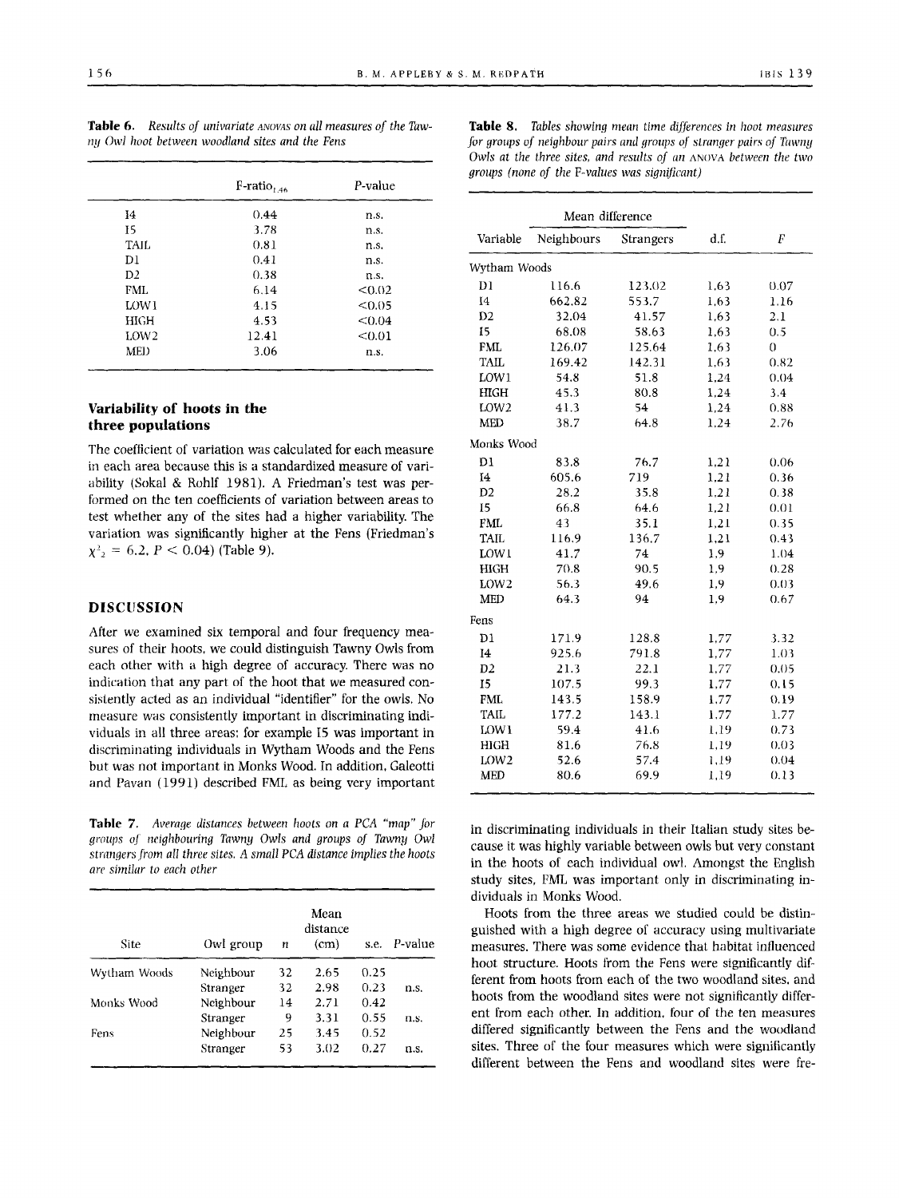**Table 6.** *Results of univariate* ANOVAS *on all measures of the Tawny Owl hoot between woodland sites and the Fens*

| | F-ratio$_{1,46}$ | *P*-value |
|---|---|---|
| I4 | 0.44 | n.s. |
| I5 | 3.78 | n.s. |
| TAIL | 0.81 | n.s. |
| D1 | 0.41 | n.s. |
| D2 | 0.38 | n.s. |
| FML | 6.14 | <0.02 |
| LOW1 | 4.15 | <0.05 |
| HIGH | 4.53 | <0.04 |
| LOW2 | 12.41 | <0.01 |
| MED | 3.06 | n.s. |

### Variability of hoots in the three populations

The coefficient of variation was calculated for each measure in each area because this is a standardized measure of variability (Sokal & Rohlf 1981). A Friedman's test was performed on the ten coefficients of variation between areas to test whether any of the sites had a higher variability. The variation was significantly higher at the Fens (Friedman's $\chi^2_2 = 6.2$, $P < 0.04$) (Table 9).

## DISCUSSION

After we examined six temporal and four frequency measures of their hoots, we could distinguish Tawny Owls from each other with a high degree of accuracy. There was no indication that any part of the hoot that we measured consistently acted as an individual "identifier" for the owls. No measure was consistently important in discriminating individuals in all three areas; for example I5 was important in discriminating individuals in Wytham Woods and the Fens but was not important in Monks Wood. In addition, Galeotti and Pavan (1991) described FML as being very important in discriminating individuals in their Italian study sites because it was highly variable between owls but very constant in the hoots of each individual owl. Amongst the English study sites, FML was important only in discriminating individuals in Monks Wood.

Hoots from the three areas we studied could be distinguished with a high degree of accuracy using multivariate measures. There was some evidence that habitat influenced hoot structure. Hoots from the Fens were significantly different from hoots from each of the two woodland sites, and hoots from the woodland sites were not significantly different from each other. In addition, four of the ten measures differed significantly between the Fens and the woodland sites. Three of the four measures which were significantly different between the Fens and woodland sites were fre-

**Table 7.** *Average distances between hoots on a PCA "map" for groups of neighbouring Tawny Owls and groups of Tawny Owl strangers from all three sites. A small PCA distance implies the hoots are similar to each other*

| Site | Owl group | *n* | Mean distance (cm) | s.e. | *P*-value |
|---|---|---|---|---|---|
| Wytham Woods | Neighbour | 32 | 2.65 | 0.25 | |
| | Stranger | 32 | 2.98 | 0.23 | n.s. |
| Monks Wood | Neighbour | 14 | 2.71 | 0.42 | |
| | Stranger | 9 | 3.31 | 0.55 | n.s. |
| Fens | Neighbour | 25 | 3.45 | 0.52 | |
| | Stranger | 53 | 3.02 | 0.27 | n.s. |

**Table 8.** *Tables showing mean time differences in hoot measures for groups of neighbour pairs and groups of stranger pairs of Tawny Owls at the three sites, and results of an* ANOVA *between the two groups (none of the F-values was significant)*

| Variable | Mean difference | | d.f. | *F* |
|---|---|---|---|---|
| | Neighbours | Strangers | | |
| **Wytham Woods** | | | | |
| D1 | 116.6 | 123.02 | 1,63 | 0.07 |
| I4 | 662.82 | 553.7 | 1,63 | 1.16 |
| D2 | 32.04 | 41.57 | 1,63 | 2.1 |
| I5 | 68.08 | 58.63 | 1,63 | 0.5 |
| FML | 126.07 | 125.64 | 1,63 | 0 |
| TAIL | 169.42 | 142.31 | 1,63 | 0.82 |
| LOW1 | 54.8 | 51.8 | 1,24 | 0.04 |
| HIGH | 45.3 | 80.8 | 1,24 | 3.4 |
| LOW2 | 41.3 | 54 | 1,24 | 0.88 |
| MED | 38.7 | 64.8 | 1,24 | 2.76 |
| **Monks Wood** | | | | |
| D1 | 83.8 | 76.7 | 1,21 | 0.06 |
| I4 | 605.6 | 719 | 1,21 | 0.36 |
| D2 | 28.2 | 35.8 | 1,21 | 0.38 |
| I5 | 66.8 | 64.6 | 1,21 | 0.01 |
| FML | 43 | 35.1 | 1,21 | 0.35 |
| TAIL | 116.9 | 136.7 | 1,21 | 0.43 |
| LOW1 | 41.7 | 74 | 1,9 | 1.04 |
| HIGH | 70.8 | 90.5 | 1,9 | 0.28 |
| LOW2 | 56.3 | 49.6 | 1,9 | 0.03 |
| MED | 64.3 | 94 | 1,9 | 0.67 |
| **Fens** | | | | |
| D1 | 171.9 | 128.8 | 1,77 | 3.32 |
| I4 | 925.6 | 791.8 | 1,77 | 1.03 |
| D2 | 21.3 | 22.1 | 1,77 | 0.05 |
| I5 | 107.5 | 99.3 | 1,77 | 0.15 |
| FML | 143.5 | 158.9 | 1,77 | 0.19 |
| TAIL | 177.2 | 143.1 | 1,77 | 1.77 |
| LOW1 | 59.4 | 41.6 | 1,19 | 0.73 |
| HIGH | 81.6 | 76.8 | 1,19 | 0.03 |
| LOW2 | 52.6 | 57.4 | 1,19 | 0.04 |
| MED | 80.6 | 69.9 | 1,19 | 0.13 |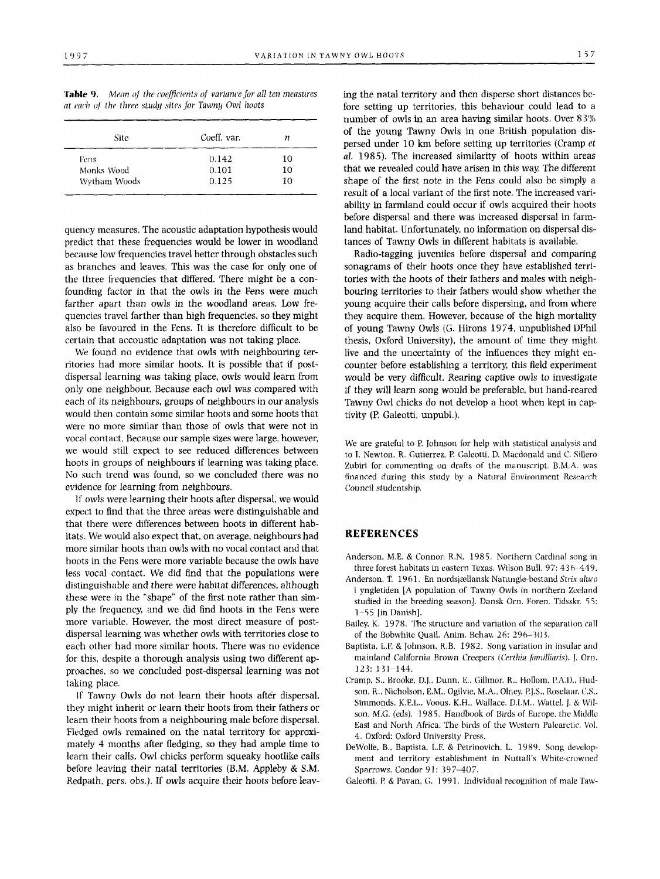**Table 9.** *Mean of the coefficients of variance for all ten measures at each of the three study sites for Tawny Owl hoots*

| Site | Coeff. var. | $n$ |
|---|---|---|
| Fens | 0.142 | 10 |
| Monks Wood | 0.101 | 10 |
| Wytham Woods | 0.125 | 10 |

quency measures. The acoustic adaptation hypothesis would predict that these frequencies would be lower in woodland because low frequencies travel better through obstacles such as branches and leaves. This was the case for only one of the three frequencies that differed. There might be a confounding factor in that the owls in the Fens were much farther apart than owls in the woodland areas. Low frequencies travel farther than high frequencies, so they might also be favoured in the Fens. It is therefore difficult to be certain that accoustic adaptation was not taking place.

We found no evidence that owls with neighbouring territories had more similar hoots. It is possible that if post-dispersal learning was taking place, owls would learn from only one neighbour. Because each owl was compared with each of its neighbours, groups of neighbours in our analysis would then contain some similar hoots and some hoots that were no more similar than those of owls that were not in vocal contact. Because our sample sizes were large, however, we would still expect to see reduced differences between hoots in groups of neighbours if learning was taking place. No such trend was found, so we concluded there was no evidence for learning from neighbours.

If owls were learning their hoots after dispersal, we would expect to find that the three areas were distinguishable and that there were differences between hoots in different habitats. We would also expect that, on average, neighbours had more similar hoots than owls with no vocal contact and that hoots in the Fens were more variable because the owls have less vocal contact. We did find that the populations were distinguishable and there were habitat differences, although these were in the "shape" of the first note rather than simply the frequency, and we did find hoots in the Fens were more variable. However, the most direct measure of post-dispersal learning was whether owls with territories close to each other had more similar hoots. There was no evidence for this, despite a thorough analysis using two different approaches, so we concluded post-dispersal learning was not taking place.

If Tawny Owls do not learn their hoots after dispersal, they might inherit or learn their hoots from their fathers or learn their hoots from a neighbouring male before dispersal. Fledged owls remained on the natal territory for approximately 4 months after fledging, so they had ample time to learn their calls. Owl chicks perform squeaky hootlike calls before leaving their natal territories (B.M. Appleby & S.M. Redpath, pers. obs.). If owls acquire their hoots before leaving the natal territory and then disperse short distances before setting up territories, this behaviour could lead to a number of owls in an area having similar hoots. Over 83% of the young Tawny Owls in one British population dispersed under 10 km before setting up territories (Cramp *et al.* 1985). The increased similarity of hoots within areas that we revealed could have arisen in this way. The different shape of the first note in the Fens could also be simply a result of a local variant of the first note. The increased variability in farmland could occur if owls acquired their hoots before dispersal and there was increased dispersal in farmland habitat. Unfortunately, no information on dispersal distances of Tawny Owls in different habitats is available.

Radio-tagging juveniles before dispersal and comparing sonagrams of their hoots once they have established territories with the hoots of their fathers and males with neighbouring territories to their fathers would show whether the young acquire their calls before dispersing, and from where they acquire them. However, because of the high mortality of young Tawny Owls (G. Hirons 1974, unpublished DPhil thesis, Oxford University), the amount of time they might live and the uncertainty of the influences they might encounter before establishing a territory, this field experiment would be very difficult. Rearing captive owls to investigate if they will learn song would be preferable, but hand-reared Tawny Owl chicks do not develop a hoot when kept in captivity (P. Galeotti, unpubl.).

We are grateful to P. Johnson for help with statistical analysis and to I. Newton, R. Gutierrez, P. Galeotti, D. Macdonald and C. Sillero Zubiri for commenting on drafts of the manuscript. B.M.A. was financed during this study by a Natural Environment Research Council studentship.

## REFERENCES

Anderson, M.E. & Connor, R.N. 1985. Northern Cardinal song in three forest habitats in eastern Texas. Wilson Bull. 97: 436–449.

Andersen, T. 1961. En nordsjællansk Natungle-bestand *Strix aluco* i yngletiden [A population of Tawny Owls in northern Zeeland studied in the breeding season]. Dansk Orn. Foren. Tidsskr. 55: 1–55 [in Danish].

Bailey, K. 1978. The structure and variation of the separation call of the Bobwhite Quail. Anim. Behav. 26: 296–303.

Baptista, L.F. & Johnson, R.B. 1982. Song variation in insular and mainland California Brown Creepers (*Certhia familliaris*). J. Orn. 123: 131–144.

Cramp, S., Brooke, D.J., Dunn, E., Gillmor, R., Hollom, P.A.D., Hudson, R., Nicholson, E.M., Ogilvie, M.A., Olney, P.J.S., Roselaar, C.S., Simmonds, K.E.L., Voous, K.H., Wallace, D.I.M., Wattel, J. & Wilson, M.G. (eds). 1985. Handbook of Birds of Europe, the Middle East and North Africa. The birds of the Western Palearctic. Vol. 4. Oxford: Oxford University Press.

DeWolfe, B., Baptista, L.F. & Petrinovich, L. 1989. Song development and territory establishment in Nuttall's White-crowned Sparrows. Condor 91: 397–407.

Galeotti, P. & Pavan, G. 1991. Individual recognition of male Taw-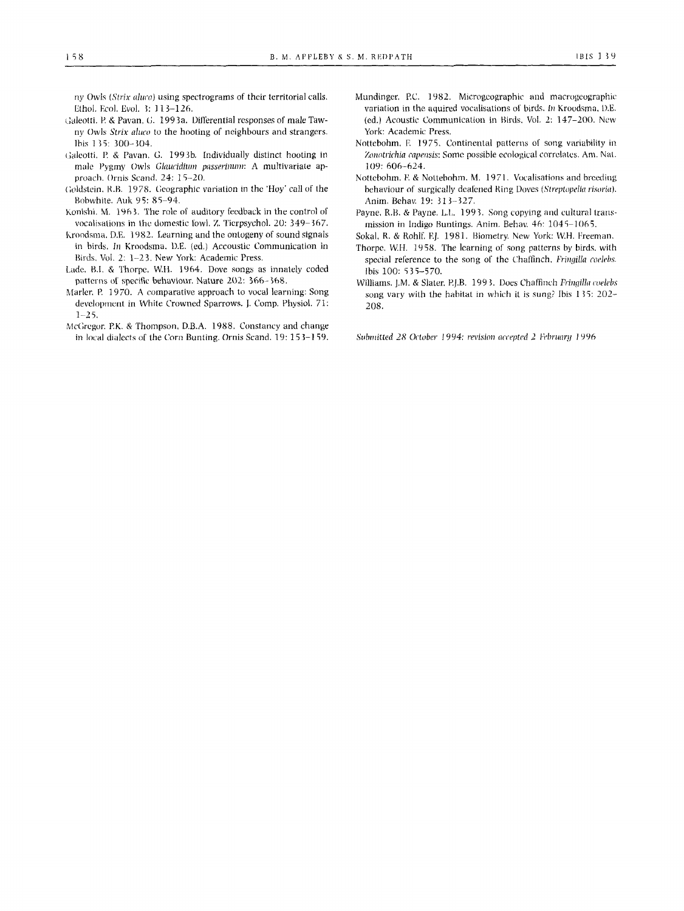ny Owls (*Strix aluco*) using spectrograms of their territorial calls. Ethol. Ecol. Evol. 3: 113–126.

Galeotti, P. & Pavan, G. 1993a. Differential responses of male Tawny Owls *Strix aluco* to the hooting of neighbours and strangers. Ibis 135: 300–304.

Galeotti, P. & Pavan, G. 1993b. Individually distinct hooting in male Pygmy Owls *Glaucidium passerinum*: A multivariate approach. Ornis Scand. 24: 15–20.

Goldstein, R.B. 1978. Geographic variation in the 'Hoy' call of the Bobwhite. Auk 95: 85–94.

Konishi, M. 1963. The role of auditory feedback in the control of vocalisations in the domestic fowl. Z. Tierpsychol. 20: 349–367.

Kroodsma, D.E. 1982. Learning and the ontogeny of sound signals in birds. *In* Kroodsma, D.E. (ed.) Accoustic Communication in Birds, Vol. 2: 1–23. New York: Academic Press.

Lade, B.I. & Thorpe, W.H. 1964. Dove songs as innately coded patterns of specific behaviour. Nature 202: 366–368.

Marler, P. 1970. A comparative approach to vocal learning: Song development in White Crowned Sparrows. J. Comp. Physiol. 71: 1–25.

McGregor, P.K. & Thompson, D.B.A. 1988. Constancy and change in local dialects of the Corn Bunting. Ornis Scand. 19: 153–159.

Mundinger, P.C. 1982. Microgeographic and macrogeographic variation in the aquired vocalisations of birds. *In* Kroodsma, D.E. (ed.) Acoustic Communication in Birds, Vol. 2: 147–200. New York: Academic Press.

Nottebohm, F. 1975. Continental patterns of song variability in *Zonotrichia capensis*: Some possible ecological correlates. Am. Nat. 109: 606–624.

Nottebohm, F. & Nottebohm, M. 1971. Vocalisations and breeding behaviour of surgically deafened Ring Doves (*Streptopelia risoria*). Anim. Behav. 19: 313–327.

Payne, R.B. & Payne, L.L. 1993. Song copying and cultural transmission in Indigo Buntings. Anim. Behav. 46: 1045–1065.

Sokal, R. & Rohlf, F.J. 1981. Biometry. New York: W.H. Freeman.

Thorpe, W.H. 1958. The learning of song patterns by birds, with special reference to the song of the Chaffinch, *Fringilla coelebs*. Ibis 100: 535–570.

Williams, J.M. & Slater, P.J.B. 1993. Does Chaffinch *Fringilla coelebs* song vary with the habitat in which it is sung? Ibis 135: 202–208.

*Submitted 28 October 1994; revision accepted 2 February 1996*